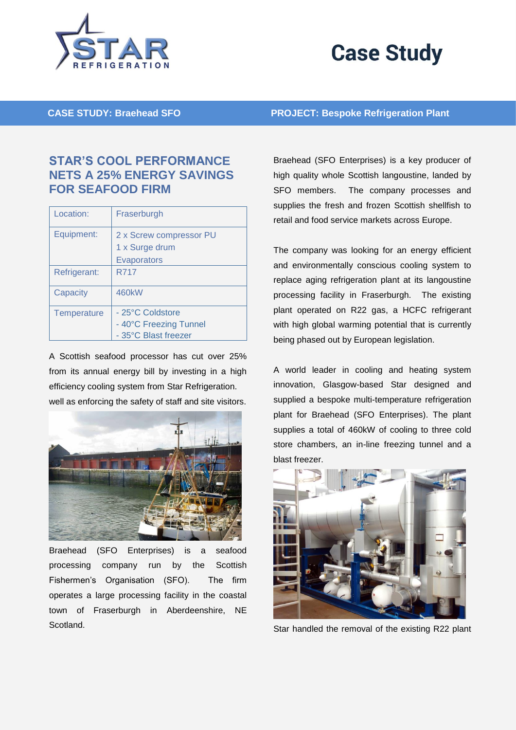# Case Study

**CASE STUDY: Braehead SFO** **PROJECT: Bespoke Refrigeration Plant**

## STAR'S COOL PERFORMANCE NETS A 25% ENERGY SAVINGS FOR SEAFOOD FIRM

| Location: | Fraserburgh |
|---|---|
| Equipment: | 2 x Screw compressor PU<br>1 x Surge drum<br>Evaporators |
| Refrigerant: | R717 |
| Capacity | 460kW |
| Temperature | - 25°C Coldstore<br>- 40°C Freezing Tunnel<br>- 35°C Blast freezer |

A Scottish seafood processor has cut over 25% from its annual energy bill by investing in a high efficiency cooling system from Star Refrigeration. well as enforcing the safety of staff and site visitors.

Braehead (SFO Enterprises) is a seafood processing company run by the Scottish Fishermen's Organisation (SFO). The firm operates a large processing facility in the coastal town of Fraserburgh in Aberdeenshire, NE Scotland.

Braehead (SFO Enterprises) is a key producer of high quality whole Scottish langoustine, landed by SFO members. The company processes and supplies the fresh and frozen Scottish shellfish to retail and food service markets across Europe.

The company was looking for an energy efficient and environmentally conscious cooling system to replace aging refrigeration plant at its langoustine processing facility in Fraserburgh. The existing plant operated on R22 gas, a HCFC refrigerant with high global warming potential that is currently being phased out by European legislation.

A world leader in cooling and heating system innovation, Glasgow-based Star designed and supplied a bespoke multi-temperature refrigeration plant for Braehead (SFO Enterprises). The plant supplies a total of 460kW of cooling to three cold store chambers, an in-line freezing tunnel and a blast freezer.

Star handled the removal of the existing R22 plant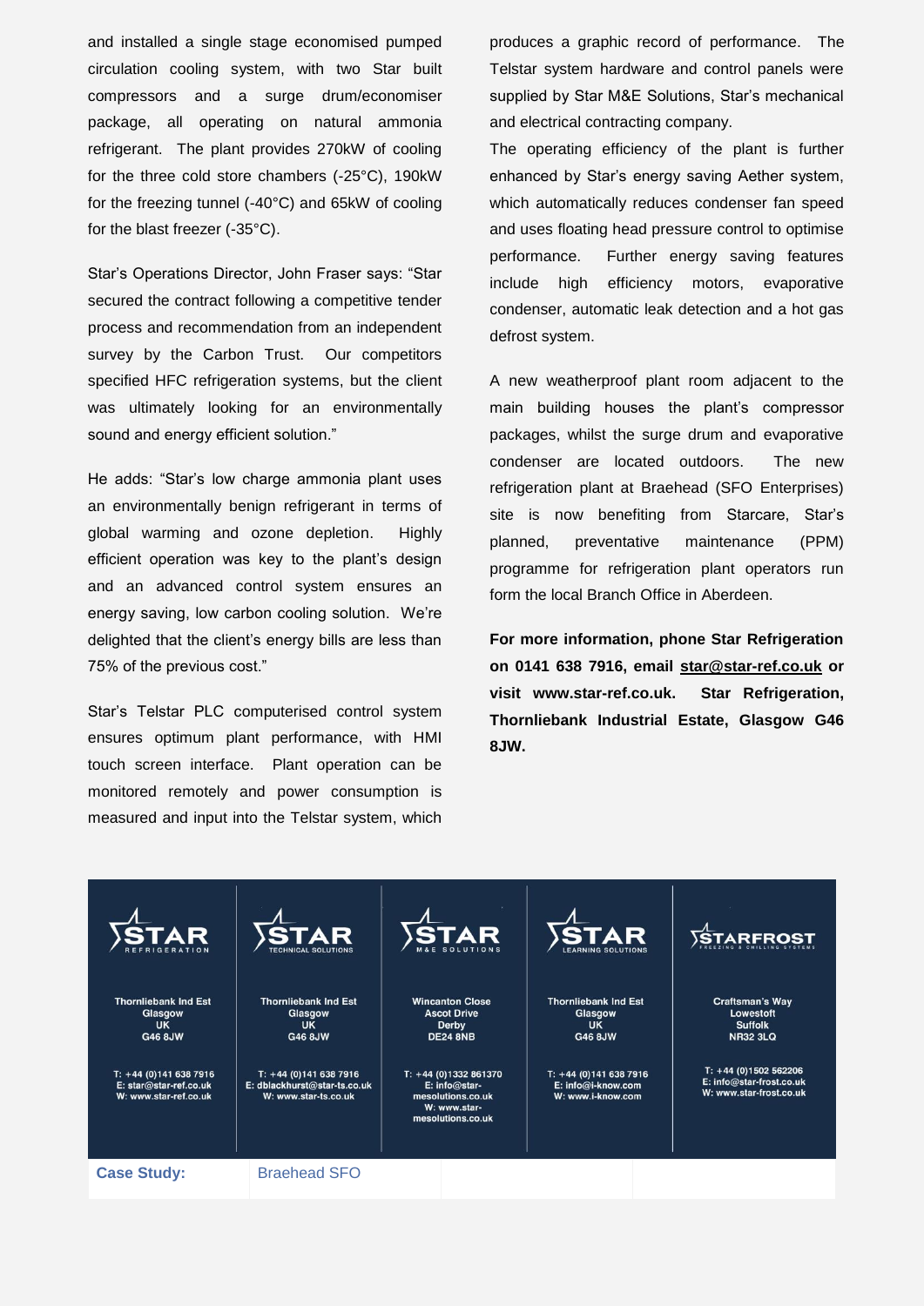and installed a single stage economised pumped circulation cooling system, with two Star built compressors and a surge drum/economiser package, all operating on natural ammonia refrigerant. The plant provides 270kW of cooling for the three cold store chambers (-25°C), 190kW for the freezing tunnel (-40°C) and 65kW of cooling for the blast freezer (-35°C).

Star's Operations Director, John Fraser says: "Star secured the contract following a competitive tender process and recommendation from an independent survey by the Carbon Trust. Our competitors specified HFC refrigeration systems, but the client was ultimately looking for an environmentally sound and energy efficient solution."

He adds: "Star's low charge ammonia plant uses an environmentally benign refrigerant in terms of global warming and ozone depletion. Highly efficient operation was key to the plant's design and an advanced control system ensures an energy saving, low carbon cooling solution. We're delighted that the client's energy bills are less than 75% of the previous cost."

Star's Telstar PLC computerised control system ensures optimum plant performance, with HMI touch screen interface. Plant operation can be monitored remotely and power consumption is measured and input into the Telstar system, which produces a graphic record of performance. The Telstar system hardware and control panels were supplied by Star M&E Solutions, Star's mechanical and electrical contracting company.

The operating efficiency of the plant is further enhanced by Star's energy saving Aether system, which automatically reduces condenser fan speed and uses floating head pressure control to optimise performance. Further energy saving features include high efficiency motors, evaporative condenser, automatic leak detection and a hot gas defrost system.

A new weatherproof plant room adjacent to the main building houses the plant's compressor packages, whilst the surge drum and evaporative condenser are located outdoors. The new refrigeration plant at Braehead (SFO Enterprises) site is now benefiting from Starcare, Star's planned, preventative maintenance (PPM) programme for refrigeration plant operators run form the local Branch Office in Aberdeen.

**For more information, phone Star Refrigeration on 0141 638 7916, email star@star-ref.co.uk or visit www.star-ref.co.uk. Star Refrigeration, Thornliebank Industrial Estate, Glasgow G46 8JW.**

| STAR REFRIGERATION | STAR TECHNICAL SOLUTIONS | STAR M&E SOLUTIONS | STAR LEARNING SOLUTIONS | STARFROST FREEZING & CHILLING SYSTEMS |
|---|---|---|---|---|
| Thornliebank Ind Est<br>Glasgow<br>UK<br>G46 8JW | Thornliebank Ind Est<br>Glasgow<br>UK<br>G46 8JW | Wincanton Close<br>Ascot Drive<br>Derby<br>DE24 8NB | Thornliebank Ind Est<br>Glasgow<br>UK<br>G46 8JW | Craftsman's Way<br>Lowestoft<br>Suffolk<br>NR32 3LQ |
| T: +44 (0)141 638 7916<br>E: star@star-ref.co.uk<br>W: www.star-ref.co.uk | T: +44 (0)141 638 7916<br>E: dblackhurst@star-ts.co.uk<br>W: www.star-ts.co.uk | T: +44 (0)1332 861370<br>E: info@star-mesolutions.co.uk<br>W: www.star-mesolutions.co.uk | T: +44 (0)141 638 7916<br>E: info@i-know.com<br>W: www.i-know.com | T: +44 (0)1502 562206<br>E: info@star-frost.co.uk<br>W: www.star-frost.co.uk |

**Case Study:** Braehead SFO